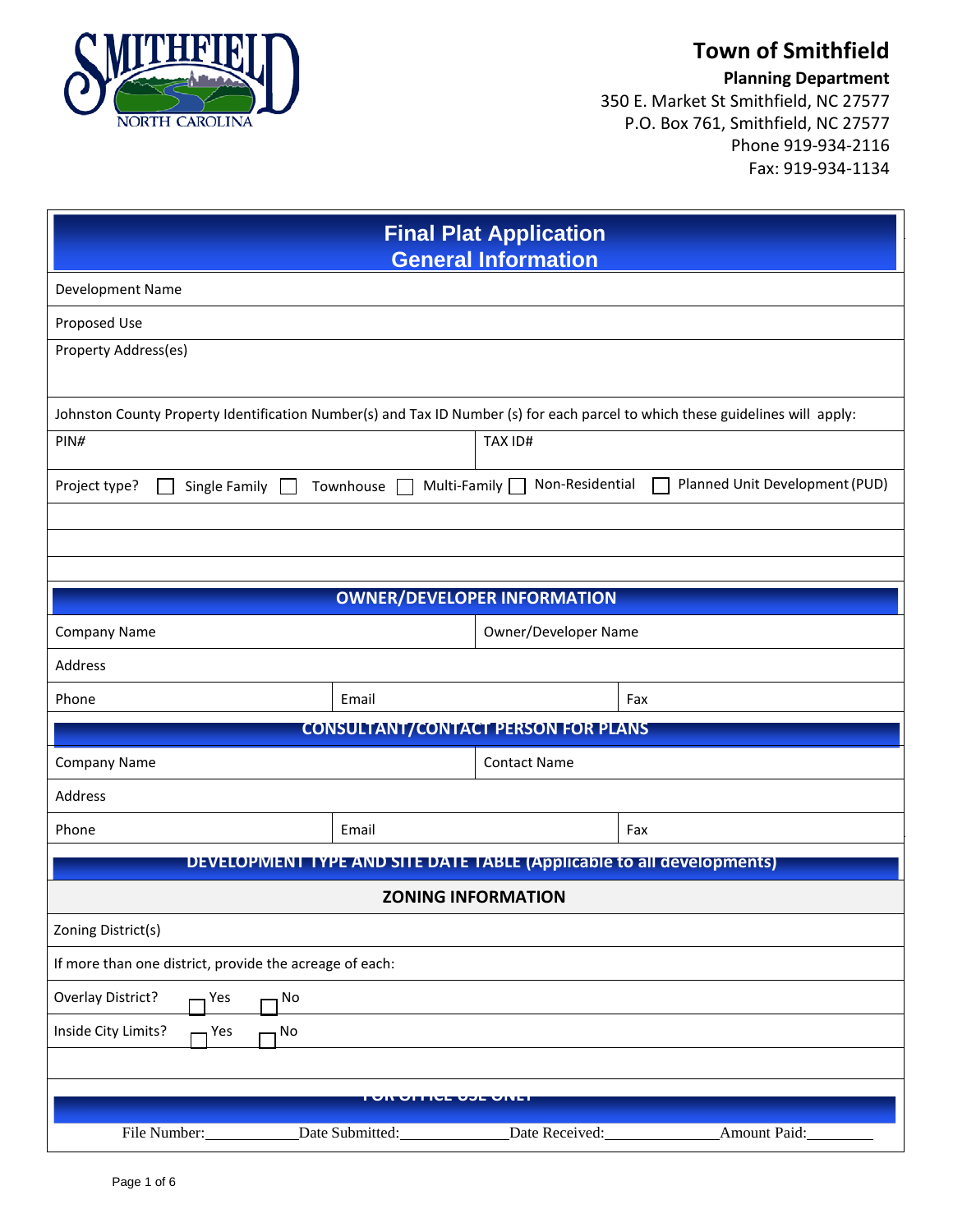# Town of Smithfield

**Planning Department**
350 E. Market St Smithfield, NC 27577
P.O. Box 761, Smithfield, NC 27577
Phone 919-934-2116
Fax: 919-934-1134

## Final Plat Application
## General Information

| | |
|---|---|
| Development Name | |
| Proposed Use | |
| Property Address(es) | |

Johnston County Property Identification Number(s) and Tax ID Number (s) for each parcel to which these guidelines will apply:

| PIN# | TAX ID# |
|---|---|
| | |

Project type? ☐ Single Family ☐ Townhouse ☐ Multi-Family ☐ Non-Residential ☐ Planned Unit Development (PUD)

### OWNER/DEVELOPER INFORMATION

| Company Name | | Owner/Developer Name |
|---|---|---|
| Address | | |
| Phone | Email | Fax |

### CONSULTANT/CONTACT PERSON FOR PLANS

| Company Name | | Contact Name |
|---|---|---|
| Address | | |
| Phone | Email | Fax |

### DEVELOPMENT TYPE AND SITE DATE TABLE (Applicable to all developments)

#### ZONING INFORMATION

| |
|---|
| Zoning District(s) |
| If more than one district, provide the acreage of each: |
| Overlay District? ☐ Yes ☐ No |
| Inside City Limits? ☐ Yes ☐ No |

### FOR OFFICE USE ONLY

File Number:__________ Date Submitted:__________ Date Received:__________ Amount Paid:__________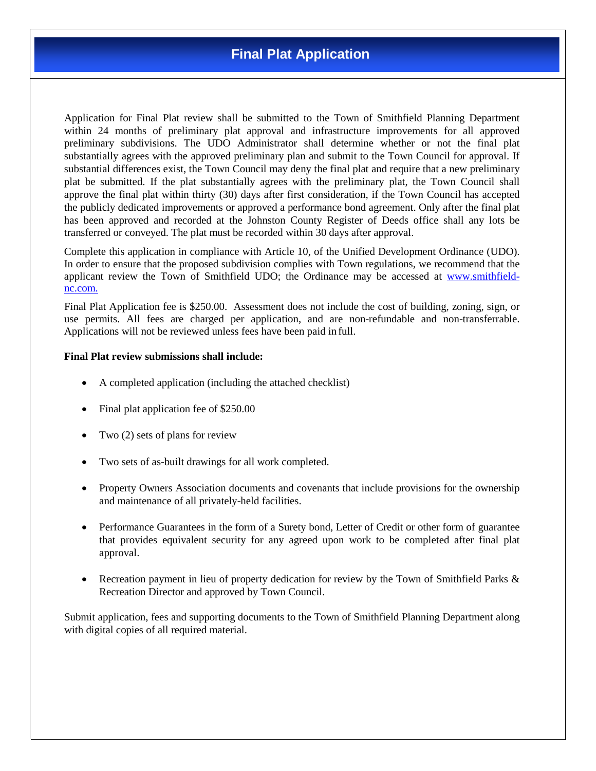# Final Plat Application

Application for Final Plat review shall be submitted to the Town of Smithfield Planning Department within 24 months of preliminary plat approval and infrastructure improvements for all approved preliminary subdivisions. The UDO Administrator shall determine whether or not the final plat substantially agrees with the approved preliminary plan and submit to the Town Council for approval. If substantial differences exist, the Town Council may deny the final plat and require that a new preliminary plat be submitted. If the plat substantially agrees with the preliminary plat, the Town Council shall approve the final plat within thirty (30) days after first consideration, if the Town Council has accepted the publicly dedicated improvements or approved a performance bond agreement. Only after the final plat has been approved and recorded at the Johnston County Register of Deeds office shall any lots be transferred or conveyed. The plat must be recorded within 30 days after approval.

Complete this application in compliance with Article 10, of the Unified Development Ordinance (UDO). In order to ensure that the proposed subdivision complies with Town regulations, we recommend that the applicant review the Town of Smithfield UDO; the Ordinance may be accessed at [www.smithfield-nc.com.](http://www.smithfield-nc.com)

Final Plat Application fee is $250.00. Assessment does not include the cost of building, zoning, sign, or use permits. All fees are charged per application, and are non-refundable and non-transferrable. Applications will not be reviewed unless fees have been paid in full.

**Final Plat review submissions shall include:**

- A completed application (including the attached checklist)
- Final plat application fee of $250.00
- Two (2) sets of plans for review
- Two sets of as-built drawings for all work completed.
- Property Owners Association documents and covenants that include provisions for the ownership and maintenance of all privately-held facilities.
- Performance Guarantees in the form of a Surety bond, Letter of Credit or other form of guarantee that provides equivalent security for any agreed upon work to be completed after final plat approval.
- Recreation payment in lieu of property dedication for review by the Town of Smithfield Parks & Recreation Director and approved by Town Council.

Submit application, fees and supporting documents to the Town of Smithfield Planning Department along with digital copies of all required material.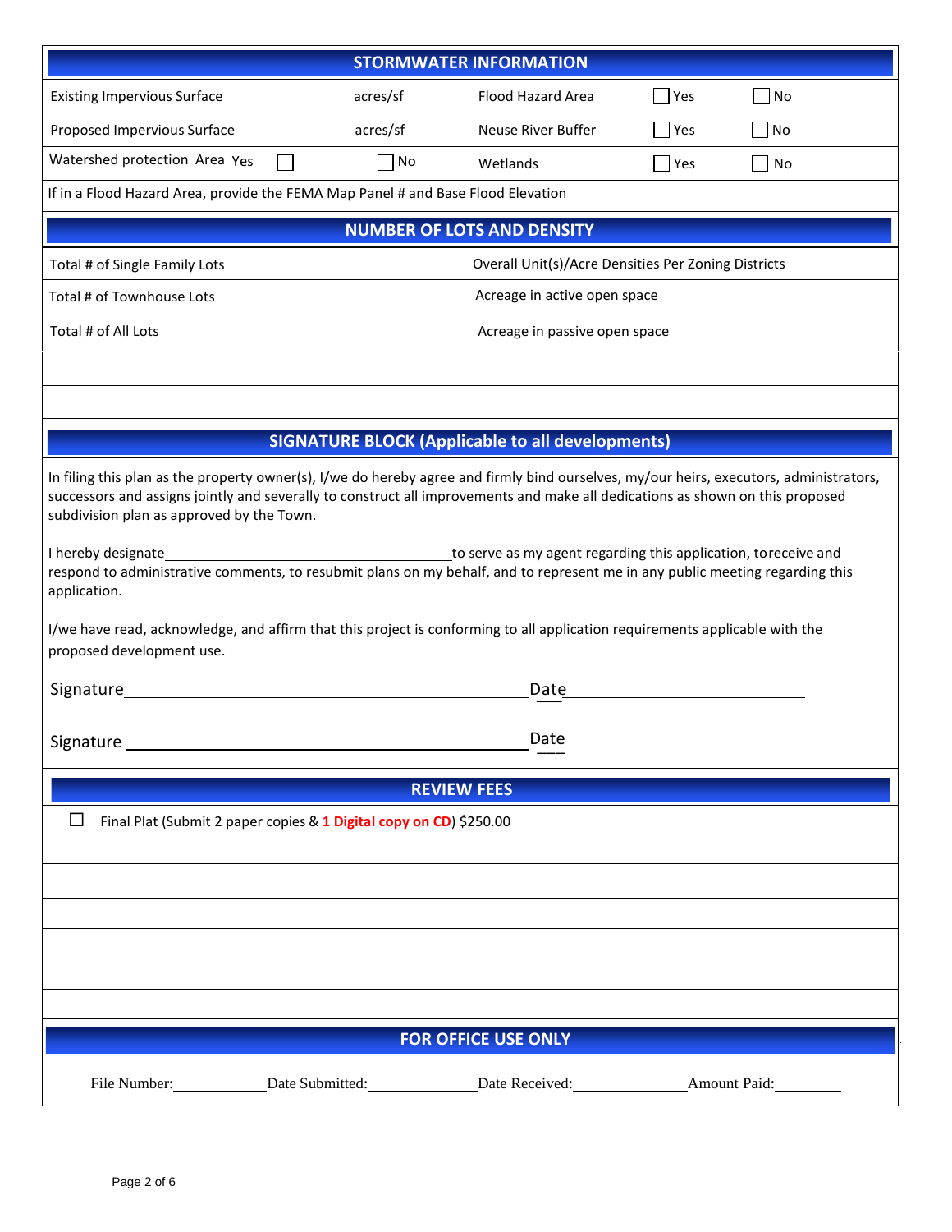## STORMWATER INFORMATION

| | | | | |
|---|---|---|---|---|
| Existing Impervious Surface | acres/sf | Flood Hazard Area | ☐ Yes | ☐ No |
| Proposed Impervious Surface | acres/sf | Neuse River Buffer | ☐ Yes | ☐ No |
| Watershed protection Area Yes ☐ | ☐ No | Wetlands | ☐ Yes | ☐ No |

If in a Flood Hazard Area, provide the FEMA Map Panel # and Base Flood Elevation

## NUMBER OF LOTS AND DENSITY

| | |
|---|---|
| Total # of Single Family Lots | Overall Unit(s)/Acre Densities Per Zoning Districts |
| Total # of Townhouse Lots | Acreage in active open space |
| Total # of All Lots | Acreage in passive open space |

## SIGNATURE BLOCK (Applicable to all developments)

In filing this plan as the property owner(s), I/we do hereby agree and firmly bind ourselves, my/our heirs, executors, administrators, successors and assigns jointly and severally to construct all improvements and make all dedications as shown on this proposed subdivision plan as approved by the Town.

I hereby designate\_\_\_\_\_\_\_\_\_\_\_\_\_\_\_\_\_\_\_\_\_\_\_\_\_\_\_\_\_\_\_\_\_\_to serve as my agent regarding this application, to receive and respond to administrative comments, to resubmit plans on my behalf, and to represent me in any public meeting regarding this application.

I/we have read, acknowledge, and affirm that this project is conforming to all application requirements applicable with the proposed development use.

Signature\_\_\_\_\_\_\_\_\_\_\_\_\_\_\_\_\_\_\_\_\_\_\_\_\_\_\_\_\_\_\_\_\_\_\_\_\_\_\_\_\_\_\_\_Date\_\_\_\_\_\_\_\_\_\_\_\_\_\_\_\_\_\_\_\_\_\_\_\_\_\_

Signature \_\_\_\_\_\_\_\_\_\_\_\_\_\_\_\_\_\_\_\_\_\_\_\_\_\_\_\_\_\_\_\_\_\_\_\_\_\_\_\_\_\_\_\_Date\_\_\_\_\_\_\_\_\_\_\_\_\_\_\_\_\_\_\_\_\_\_\_\_\_\_

## REVIEW FEES

☐ Final Plat (Submit 2 paper copies & **1 Digital copy on CD**) $250.00

## FOR OFFICE USE ONLY

File Number:\_\_\_\_\_\_\_\_\_\_\_\_ Date Submitted:\_\_\_\_\_\_\_\_\_\_\_\_\_\_ Date Received:\_\_\_\_\_\_\_\_\_\_\_\_\_\_ Amount Paid:\_\_\_\_\_\_\_\_\_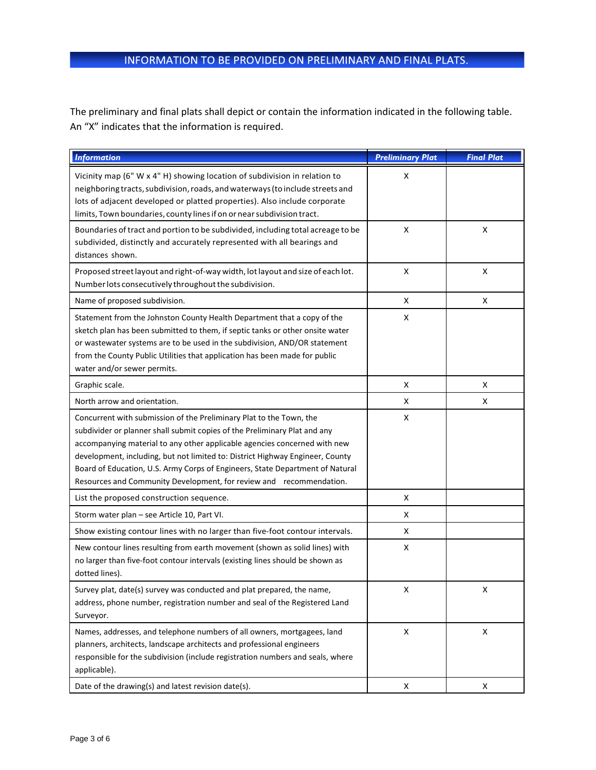## INFORMATION TO BE PROVIDED ON PRELIMINARY AND FINAL PLATS.

The preliminary and final plats shall depict or contain the information indicated in the following table. An "X" indicates that the information is required.

| *Information* | *Preliminary Plat* | *Final Plat* |
|---|---|---|
| Vicinity map (6" W x 4" H) showing location of subdivision in relation to neighboring tracts, subdivision, roads, and waterways (to include streets and lots of adjacent developed or platted properties). Also include corporate limits, Town boundaries, county lines if on or near subdivision tract. | X | |
| Boundaries of tract and portion to be subdivided, including total acreage to be subdivided, distinctly and accurately represented with all bearings and distances shown. | X | X |
| Proposed street layout and right-of-way width, lot layout and size of each lot. Number lots consecutively throughout the subdivision. | X | X |
| Name of proposed subdivision. | X | X |
| Statement from the Johnston County Health Department that a copy of the sketch plan has been submitted to them, if septic tanks or other onsite water or wastewater systems are to be used in the subdivision, AND/OR statement from the County Public Utilities that application has been made for public water and/or sewer permits. | X | |
| Graphic scale. | X | X |
| North arrow and orientation. | X | X |
| Concurrent with submission of the Preliminary Plat to the Town, the subdivider or planner shall submit copies of the Preliminary Plat and any accompanying material to any other applicable agencies concerned with new development, including, but not limited to: District Highway Engineer, County Board of Education, U.S. Army Corps of Engineers, State Department of Natural Resources and Community Development, for review and recommendation. | X | |
| List the proposed construction sequence. | X | |
| Storm water plan – see Article 10, Part VI. | X | |
| Show existing contour lines with no larger than five-foot contour intervals. | X | |
| New contour lines resulting from earth movement (shown as solid lines) with no larger than five-foot contour intervals (existing lines should be shown as dotted lines). | X | |
| Survey plat, date(s) survey was conducted and plat prepared, the name, address, phone number, registration number and seal of the Registered Land Surveyor. | X | X |
| Names, addresses, and telephone numbers of all owners, mortgagees, land planners, architects, landscape architects and professional engineers responsible for the subdivision (include registration numbers and seals, where applicable). | X | X |
| Date of the drawing(s) and latest revision date(s). | X | X |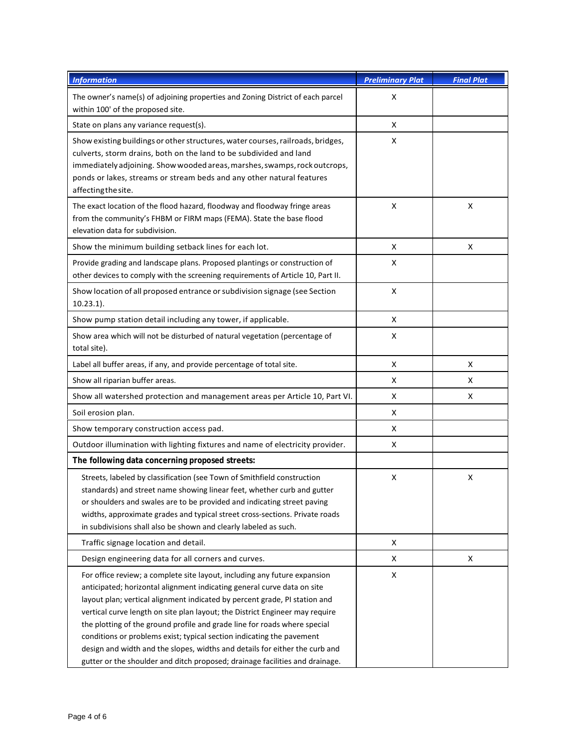| *Information* | *Preliminary Plat* | *Final Plat* |
| --- | --- | --- |
| The owner's name(s) of adjoining properties and Zoning District of each parcel within 100' of the proposed site. | X | |
| State on plans any variance request(s). | X | |
| Show existing buildings or other structures, water courses, railroads, bridges, culverts, storm drains, both on the land to be subdivided and land immediately adjoining. Show wooded areas, marshes, swamps, rock outcrops, ponds or lakes, streams or stream beds and any other natural features affecting the site. | X | |
| The exact location of the flood hazard, floodway and floodway fringe areas from the community's FHBM or FIRM maps (FEMA). State the base flood elevation data for subdivision. | X | X |
| Show the minimum building setback lines for each lot. | X | X |
| Provide grading and landscape plans. Proposed plantings or construction of other devices to comply with the screening requirements of Article 10, Part II. | X | |
| Show location of all proposed entrance or subdivision signage (see Section 10.23.1). | X | |
| Show pump station detail including any tower, if applicable. | X | |
| Show area which will not be disturbed of natural vegetation (percentage of total site). | X | |
| Label all buffer areas, if any, and provide percentage of total site. | X | X |
| Show all riparian buffer areas. | X | X |
| Show all watershed protection and management areas per Article 10, Part VI. | X | X |
| Soil erosion plan. | X | |
| Show temporary construction access pad. | X | |
| Outdoor illumination with lighting fixtures and name of electricity provider. | X | |
| **The following data concerning proposed streets:** | | |
| Streets, labeled by classification (see Town of Smithfield construction standards) and street name showing linear feet, whether curb and gutter or shoulders and swales are to be provided and indicating street paving widths, approximate grades and typical street cross-sections. Private roads in subdivisions shall also be shown and clearly labeled as such. | X | X |
| Traffic signage location and detail. | X | |
| Design engineering data for all corners and curves. | X | X |
| For office review; a complete site layout, including any future expansion anticipated; horizontal alignment indicating general curve data on site layout plan; vertical alignment indicated by percent grade, PI station and vertical curve length on site plan layout; the District Engineer may require the plotting of the ground profile and grade line for roads where special conditions or problems exist; typical section indicating the pavement design and width and the slopes, widths and details for either the curb and gutter or the shoulder and ditch proposed; drainage facilities and drainage. | X | |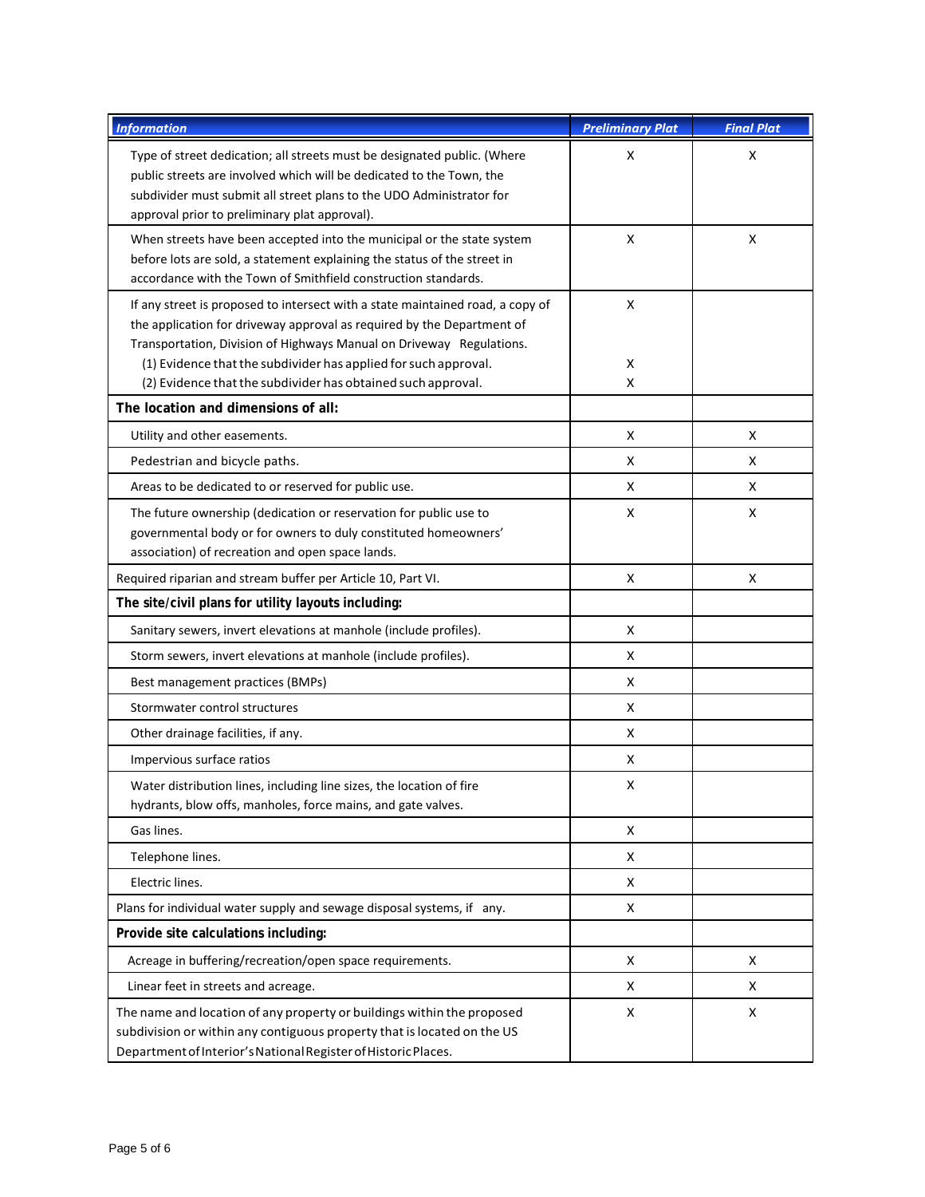| *Information* | *Preliminary Plat* | *Final Plat* |
|---|---|---|
| Type of street dedication; all streets must be designated public. (Where public streets are involved which will be dedicated to the Town, the subdivider must submit all street plans to the UDO Administrator for approval prior to preliminary plat approval). | X | X |
| When streets have been accepted into the municipal or the state system before lots are sold, a statement explaining the status of the street in accordance with the Town of Smithfield construction standards. | X | X |
| If any street is proposed to intersect with a state maintained road, a copy of the application for driveway approval as required by the Department of Transportation, Division of Highways Manual on Driveway Regulations. | X | |
| (1) Evidence that the subdivider has applied for such approval. | X | |
| (2) Evidence that the subdivider has obtained such approval. | X | |
| **The location and dimensions of all:** | | |
| Utility and other easements. | X | X |
| Pedestrian and bicycle paths. | X | X |
| Areas to be dedicated to or reserved for public use. | X | X |
| The future ownership (dedication or reservation for public use to governmental body or for owners to duly constituted homeowners' association) of recreation and open space lands. | X | X |
| Required riparian and stream buffer per Article 10, Part VI. | X | X |
| **The site/civil plans for utility layouts including:** | | |
| Sanitary sewers, invert elevations at manhole (include profiles). | X | |
| Storm sewers, invert elevations at manhole (include profiles). | X | |
| Best management practices (BMPs) | X | |
| Stormwater control structures | X | |
| Other drainage facilities, if any. | X | |
| Impervious surface ratios | X | |
| Water distribution lines, including line sizes, the location of fire hydrants, blow offs, manholes, force mains, and gate valves. | X | |
| Gas lines. | X | |
| Telephone lines. | X | |
| Electric lines. | X | |
| Plans for individual water supply and sewage disposal systems, if any. | X | |
| **Provide site calculations including:** | | |
| Acreage in buffering/recreation/open space requirements. | X | X |
| Linear feet in streets and acreage. | X | X |
| The name and location of any property or buildings within the proposed subdivision or within any contiguous property that is located on the US Department of Interior's National Register of Historic Places. | X | X |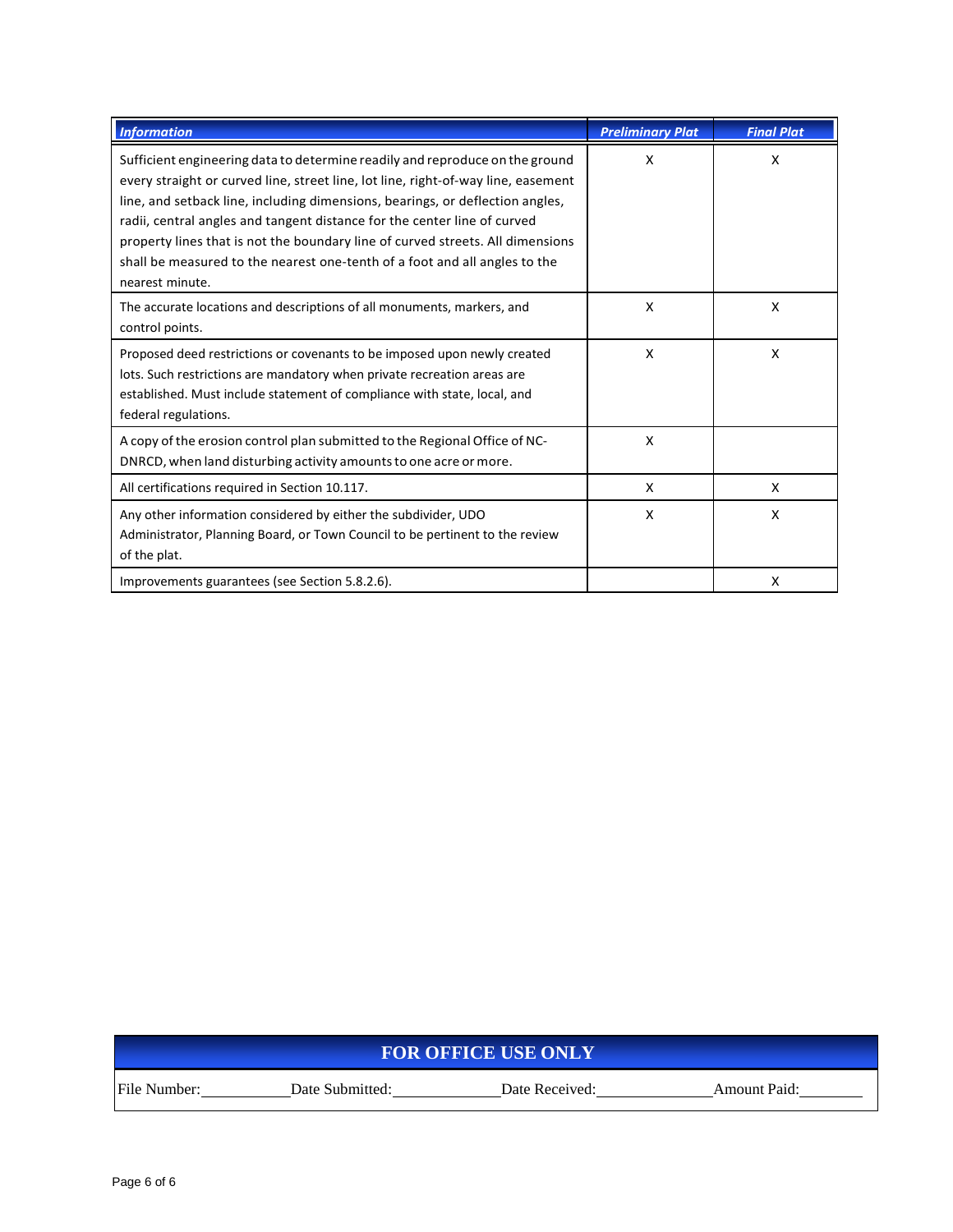| *Information* | *Preliminary Plat* | *Final Plat* |
|---|---|---|
| Sufficient engineering data to determine readily and reproduce on the ground every straight or curved line, street line, lot line, right-of-way line, easement line, and setback line, including dimensions, bearings, or deflection angles, radii, central angles and tangent distance for the center line of curved property lines that is not the boundary line of curved streets. All dimensions shall be measured to the nearest one-tenth of a foot and all angles to the nearest minute. | X | X |
| The accurate locations and descriptions of all monuments, markers, and control points. | X | X |
| Proposed deed restrictions or covenants to be imposed upon newly created lots. Such restrictions are mandatory when private recreation areas are established. Must include statement of compliance with state, local, and federal regulations. | X | X |
| A copy of the erosion control plan submitted to the Regional Office of NC-DNRCD, when land disturbing activity amounts to one acre or more. | X | |
| All certifications required in Section 10.117. | X | X |
| Any other information considered by either the subdivider, UDO Administrator, Planning Board, or Town Council to be pertinent to the review of the plat. | X | X |
| Improvements guarantees (see Section 5.8.2.6). | | X |

**FOR OFFICE USE ONLY**

File Number:\_\_\_\_\_\_\_\_\_\_\_\_ Date Submitted:\_\_\_\_\_\_\_\_\_\_\_\_\_\_ Date Received:\_\_\_\_\_\_\_\_\_\_\_\_\_\_\_\_ Amount Paid:\_\_\_\_\_\_\_\_\_